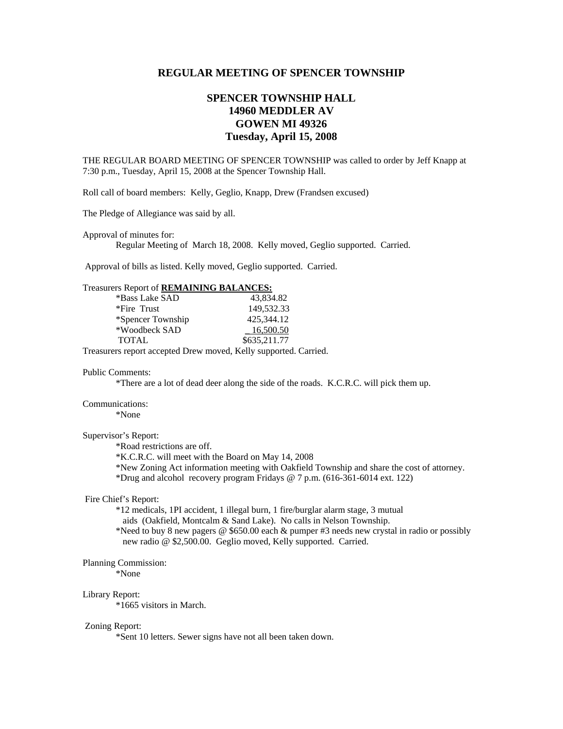## REGULAR MEETING OF SPENCER TOWNSHIP

### SPENCER TOWNSHIP HALL
### 14960 MEDDLER AV
### GOWEN MI 49326
### Tuesday, April 15, 2008

THE REGULAR BOARD MEETING OF SPENCER TOWNSHIP was called to order by Jeff Knapp at 7:30 p.m., Tuesday, April 15, 2008 at the Spencer Township Hall.

Roll call of board members: Kelly, Geglio, Knapp, Drew (Frandsen excused)

The Pledge of Allegiance was said by all.

Approval of minutes for:

Regular Meeting of March 18, 2008. Kelly moved, Geglio supported. Carried.

Approval of bills as listed. Kelly moved, Geglio supported. Carried.

Treasurers Report of **REMAINING BALANCES:**

| | |
|---|---|
| *Bass Lake SAD | 43,834.82 |
| *Fire Trust | 149,532.33 |
| *Spencer Township | 425,344.12 |
| *Woodbeck SAD | 16,500.50 |
| TOTAL | $635,211.77 |

Treasurers report accepted Drew moved, Kelly supported. Carried.

Public Comments:

*There are a lot of dead deer along the side of the roads. K.C.R.C. will pick them up.

Communications:

*None

Supervisor's Report:

*Road restrictions are off.
*K.C.R.C. will meet with the Board on May 14, 2008
*New Zoning Act information meeting with Oakfield Township and share the cost of attorney.
*Drug and alcohol recovery program Fridays @ 7 p.m. (616-361-6014 ext. 122)

Fire Chief's Report:

*12 medicals, 1PI accident, 1 illegal burn, 1 fire/burglar alarm stage, 3 mutual aids (Oakfield, Montcalm & Sand Lake). No calls in Nelson Township.
*Need to buy 8 new pagers @ $650.00 each & pumper #3 needs new crystal in radio or possibly new radio @ $2,500.00. Geglio moved, Kelly supported. Carried.

Planning Commission:

*None

Library Report:

*1665 visitors in March.

Zoning Report:

*Sent 10 letters. Sewer signs have not all been taken down.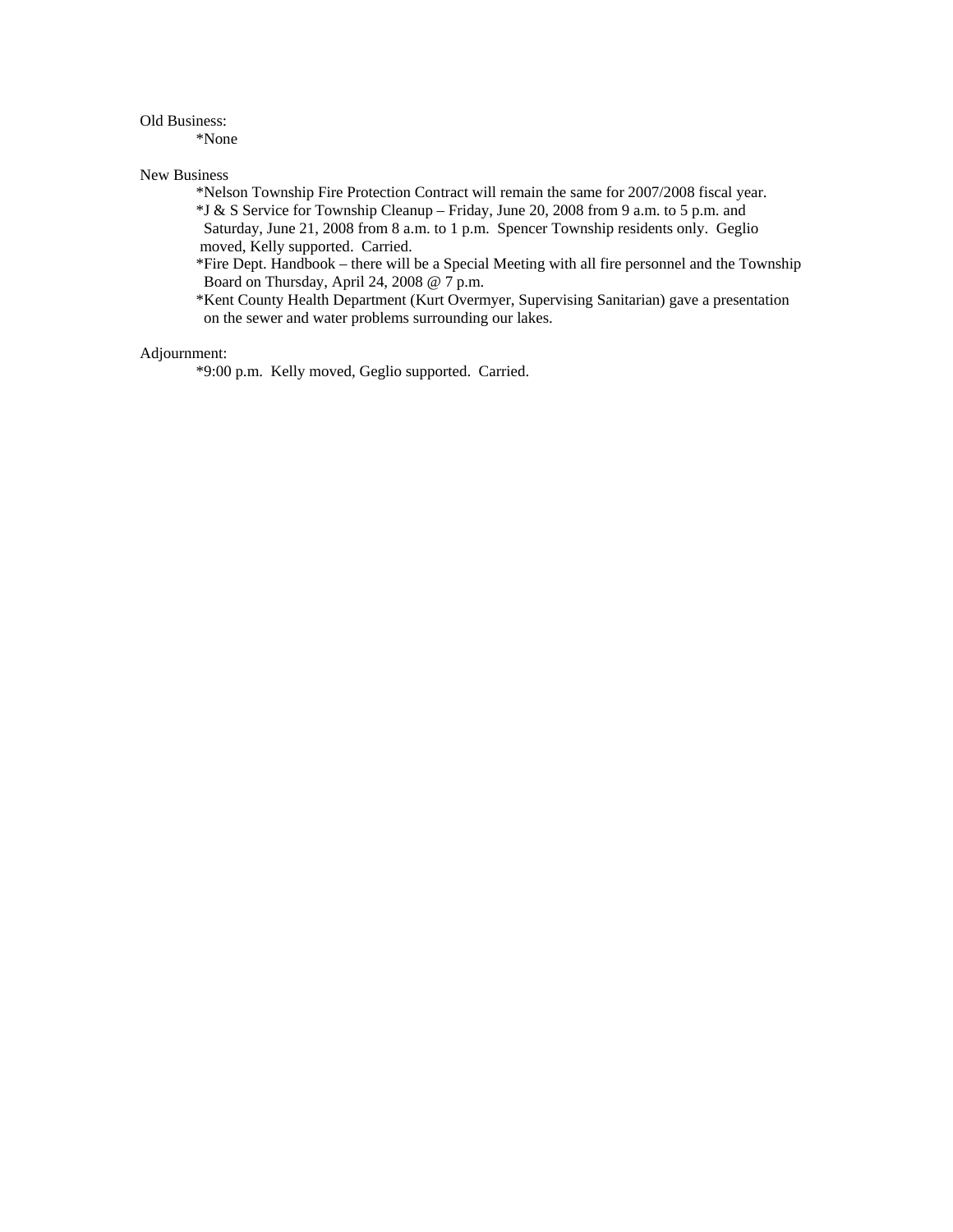Old Business:

*None

New Business

*Nelson Township Fire Protection Contract will remain the same for 2007/2008 fiscal year.

*J & S Service for Township Cleanup – Friday, June 20, 2008 from 9 a.m. to 5 p.m. and Saturday, June 21, 2008 from 8 a.m. to 1 p.m. Spencer Township residents only. Geglio moved, Kelly supported. Carried.

*Fire Dept. Handbook – there will be a Special Meeting with all fire personnel and the Township Board on Thursday, April 24, 2008 @ 7 p.m.

*Kent County Health Department (Kurt Overmyer, Supervising Sanitarian) gave a presentation on the sewer and water problems surrounding our lakes.

Adjournment:

*9:00 p.m. Kelly moved, Geglio supported. Carried.